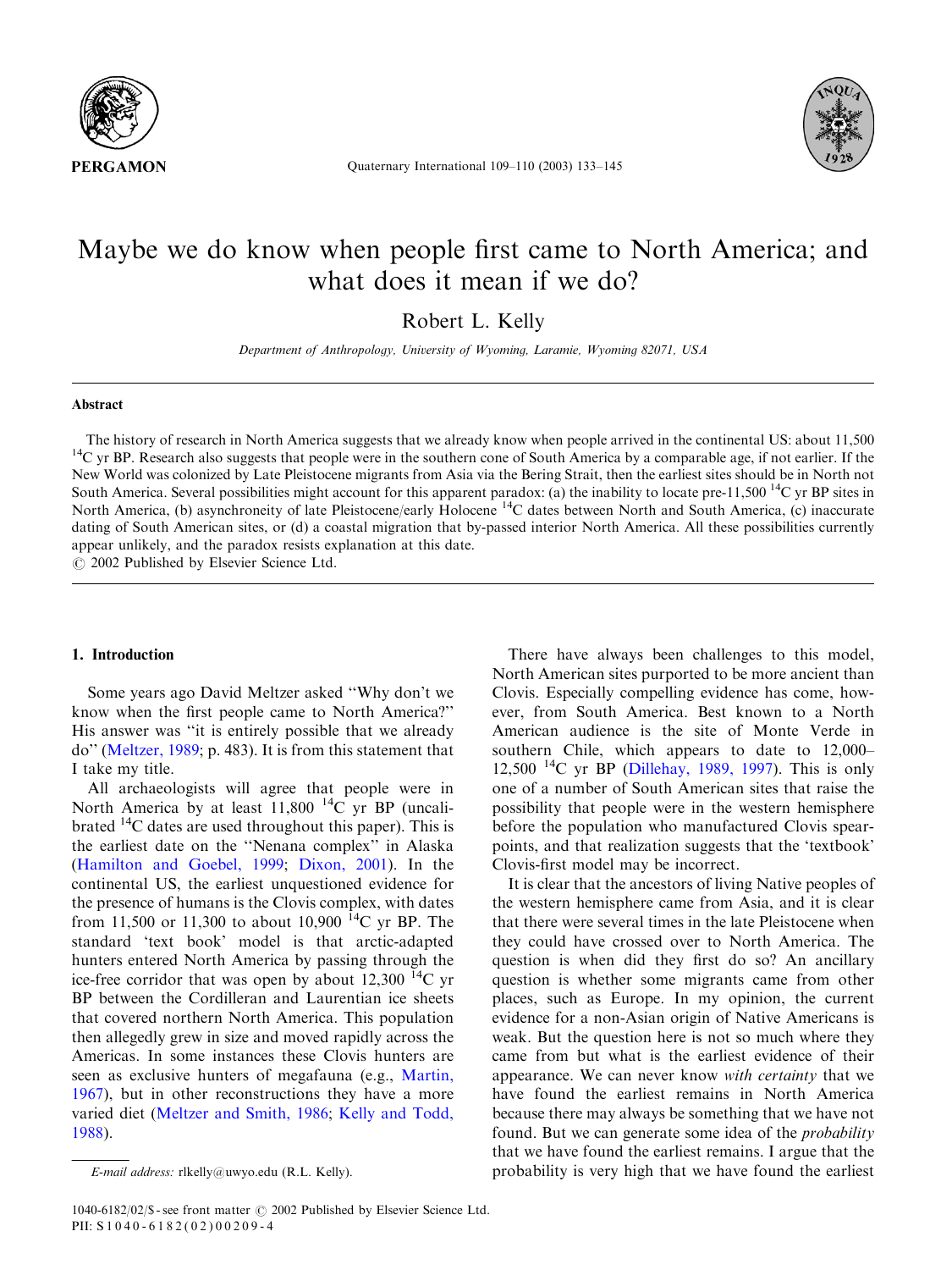# Maybe we do know when people first came to North America; and what does it mean if we do?

Robert L. Kelly

*Department of Anthropology, University of Wyoming, Laramie, Wyoming 82071, USA*

## Abstract

The history of research in North America suggests that we already know when people arrived in the continental US: about 11,500 $^{14}$C yr BP. Research also suggests that people were in the southern cone of South America by a comparable age, if not earlier. If the New World was colonized by Late Pleistocene migrants from Asia via the Bering Strait, then the earliest sites should be in North not South America. Several possibilities might account for this apparent paradox: (a) the inability to locate pre-11,500 $^{14}$C yr BP sites in North America, (b) asynchroneity of late Pleistocene/early Holocene $^{14}$C dates between North and South America, (c) inaccurate dating of South American sites, or (d) a coastal migration that by-passed interior North America. All these possibilities currently appear unlikely, and the paradox resists explanation at this date.

© 2002 Published by Elsevier Science Ltd.

## 1. Introduction

Some years ago David Meltzer asked "Why don't we know when the first people came to North America?" His answer was "it is entirely possible that we already do" (Meltzer, 1989; p. 483). It is from this statement that I take my title.

All archaeologists will agree that people were in North America by at least 11,800 $^{14}$C yr BP (uncalibrated $^{14}$C dates are used throughout this paper). This is the earliest date on the "Nenana complex" in Alaska (Hamilton and Goebel, 1999; Dixon, 2001). In the continental US, the earliest unquestioned evidence for the presence of humans is the Clovis complex, with dates from 11,500 or 11,300 to about 10,900 $^{14}$C yr BP. The standard 'text book' model is that arctic-adapted hunters entered North America by passing through the ice-free corridor that was open by about 12,300 $^{14}$C yr BP between the Cordilleran and Laurentian ice sheets that covered northern North America. This population then allegedly grew in size and moved rapidly across the Americas. In some instances these Clovis hunters are seen as exclusive hunters of megafauna (e.g., Martin, 1967), but in other reconstructions they have a more varied diet (Meltzer and Smith, 1986; Kelly and Todd, 1988).

There have always been challenges to this model, North American sites purported to be more ancient than Clovis. Especially compelling evidence has come, however, from South America. Best known to a North American audience is the site of Monte Verde in southern Chile, which appears to date to 12,000–12,500 $^{14}$C yr BP (Dillehay, 1989, 1997). This is only one of a number of South American sites that raise the possibility that people were in the western hemisphere before the population who manufactured Clovis spearpoints, and that realization suggests that the 'textbook' Clovis-first model may be incorrect.

It is clear that the ancestors of living Native peoples of the western hemisphere came from Asia, and it is clear that there were several times in the late Pleistocene when they could have crossed over to North America. The question is when did they first do so? An ancillary question is whether some migrants came from other places, such as Europe. In my opinion, the current evidence for a non-Asian origin of Native Americans is weak. But the question here is not so much where they came from but what is the earliest evidence of their appearance. We can never know *with certainty* that we have found the earliest remains in North America because there may always be something that we have not found. But we can generate some idea of the *probability* that we have found the earliest remains. I argue that the probability is very high that we have found the earliest

E-mail address: rlkelly@uwyo.edu (R.L. Kelly).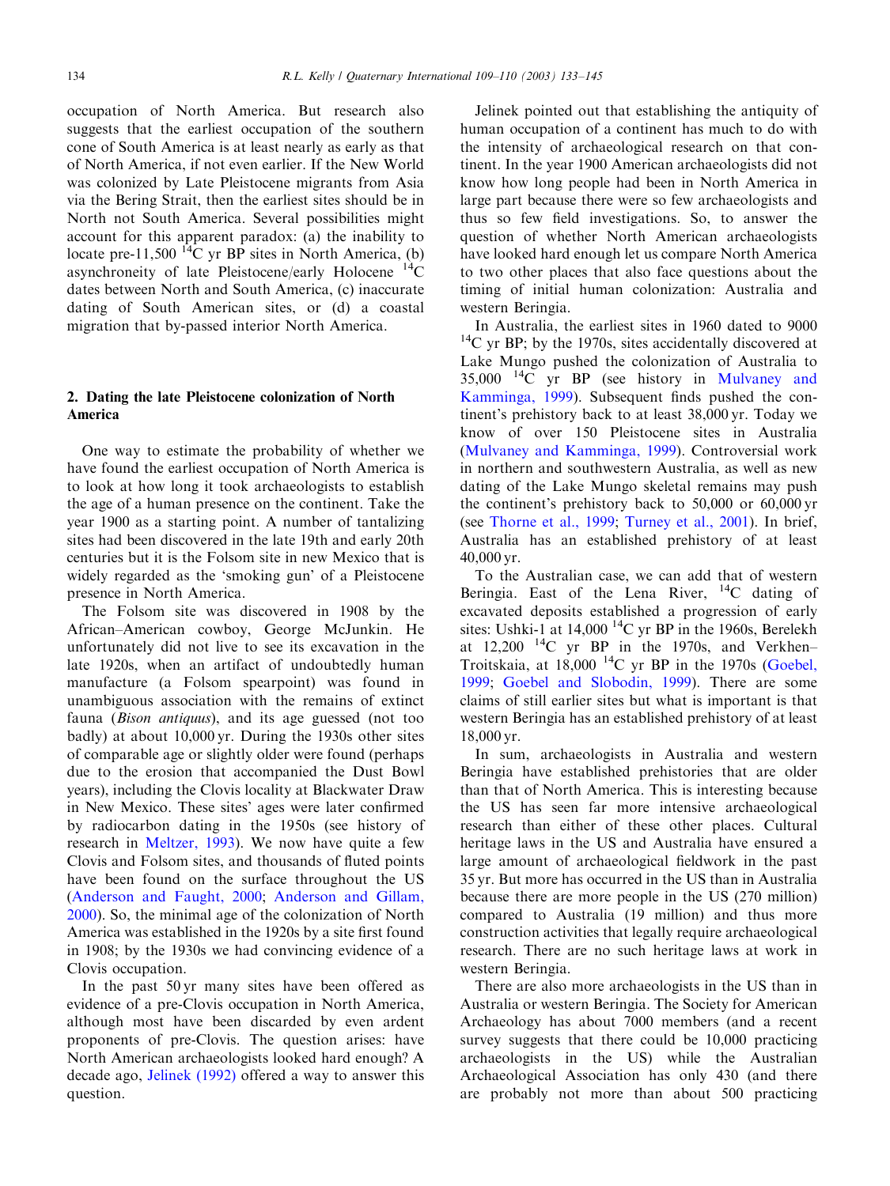occupation of North America. But research also suggests that the earliest occupation of the southern cone of South America is at least nearly as early as that of North America, if not even earlier. If the New World was colonized by Late Pleistocene migrants from Asia via the Bering Strait, then the earliest sites should be in North not South America. Several possibilities might account for this apparent paradox: (a) the inability to locate pre-11,500 $^{14}$C yr BP sites in North America, (b) asynchroneity of late Pleistocene/early Holocene $^{14}$C dates between North and South America, (c) inaccurate dating of South American sites, or (d) a coastal migration that by-passed interior North America.

## 2. Dating the late Pleistocene colonization of North America

One way to estimate the probability of whether we have found the earliest occupation of North America is to look at how long it took archaeologists to establish the age of a human presence on the continent. Take the year 1900 as a starting point. A number of tantalizing sites had been discovered in the late 19th and early 20th centuries but it is the Folsom site in new Mexico that is widely regarded as the 'smoking gun' of a Pleistocene presence in North America.

The Folsom site was discovered in 1908 by the African–American cowboy, George McJunkin. He unfortunately did not live to see its excavation in the late 1920s, when an artifact of undoubtedly human manufacture (a Folsom spearpoint) was found in unambiguous association with the remains of extinct fauna (*Bison antiquus*), and its age guessed (not too badly) at about 10,000 yr. During the 1930s other sites of comparable age or slightly older were found (perhaps due to the erosion that accompanied the Dust Bowl years), including the Clovis locality at Blackwater Draw in New Mexico. These sites' ages were later confirmed by radiocarbon dating in the 1950s (see history of research in Meltzer, 1993). We now have quite a few Clovis and Folsom sites, and thousands of fluted points have been found on the surface throughout the US (Anderson and Faught, 2000; Anderson and Gillam, 2000). So, the minimal age of the colonization of North America was established in the 1920s by a site first found in 1908; by the 1930s we had convincing evidence of a Clovis occupation.

In the past 50 yr many sites have been offered as evidence of a pre-Clovis occupation in North America, although most have been discarded by even ardent proponents of pre-Clovis. The question arises: have North American archaeologists looked hard enough? A decade ago, Jelinek (1992) offered a way to answer this question.

Jelinek pointed out that establishing the antiquity of human occupation of a continent has much to do with the intensity of archaeological research on that continent. In the year 1900 American archaeologists did not know how long people had been in North America in large part because there were so few archaeologists and thus so few field investigations. So, to answer the question of whether North American archaeologists have looked hard enough let us compare North America to two other places that also face questions about the timing of initial human colonization: Australia and western Beringia.

In Australia, the earliest sites in 1960 dated to 9000 $^{14}$C yr BP; by the 1970s, sites accidentally discovered at Lake Mungo pushed the colonization of Australia to 35,000 $^{14}$C yr BP (see history in Mulvaney and Kamminga, 1999). Subsequent finds pushed the continent's prehistory back to at least 38,000 yr. Today we know of over 150 Pleistocene sites in Australia (Mulvaney and Kamminga, 1999). Controversial work in northern and southwestern Australia, as well as new dating of the Lake Mungo skeletal remains may push the continent's prehistory back to 50,000 or 60,000 yr (see Thorne et al., 1999; Turney et al., 2001). In brief, Australia has an established prehistory of at least 40,000 yr.

To the Australian case, we can add that of western Beringia. East of the Lena River, $^{14}$C dating of excavated deposits established a progression of early sites: Ushki-1 at 14,000 $^{14}$C yr BP in the 1960s, Berelekh at 12,200 $^{14}$C yr BP in the 1970s, and Verkhen–Troitskaia, at 18,000 $^{14}$C yr BP in the 1970s (Goebel, 1999; Goebel and Slobodin, 1999). There are some claims of still earlier sites but what is important is that western Beringia has an established prehistory of at least 18,000 yr.

In sum, archaeologists in Australia and western Beringia have established prehistories that are older than that of North America. This is interesting because the US has seen far more intensive archaeological research than either of these other places. Cultural heritage laws in the US and Australia have ensured a large amount of archaeological fieldwork in the past 35 yr. But more has occurred in the US than in Australia because there are more people in the US (270 million) compared to Australia (19 million) and thus more construction activities that legally require archaeological research. There are no such heritage laws at work in western Beringia.

There are also more archaeologists in the US than in Australia or western Beringia. The Society for American Archaeology has about 7000 members (and a recent survey suggests that there could be 10,000 practicing archaeologists in the US) while the Australian Archaeological Association has only 430 (and there are probably not more than about 500 practicing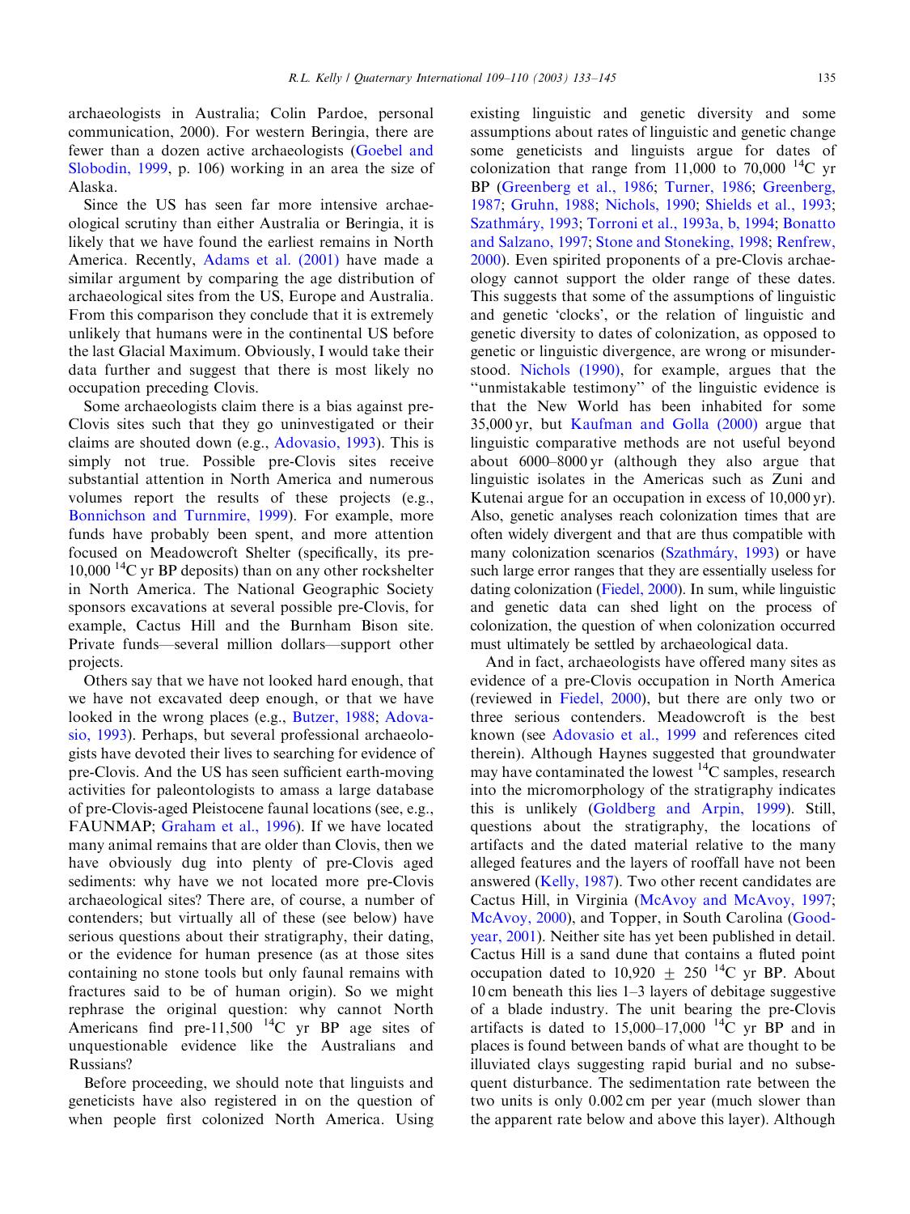archaeologists in Australia; Colin Pardoe, personal communication, 2000). For western Beringia, there are fewer than a dozen active archaeologists (Goebel and Slobodin, 1999, p. 106) working in an area the size of Alaska.

Since the US has seen far more intensive archaeological scrutiny than either Australia or Beringia, it is likely that we have found the earliest remains in North America. Recently, Adams et al. (2001) have made a similar argument by comparing the age distribution of archaeological sites from the US, Europe and Australia. From this comparison they conclude that it is extremely unlikely that humans were in the continental US before the last Glacial Maximum. Obviously, I would take their data further and suggest that there is most likely no occupation preceding Clovis.

Some archaeologists claim there is a bias against pre-Clovis sites such that they go uninvestigated or their claims are shouted down (e.g., Adovasio, 1993). This is simply not true. Possible pre-Clovis sites receive substantial attention in North America and numerous volumes report the results of these projects (e.g., Bonnichson and Turnmire, 1999). For example, more funds have probably been spent, and more attention focused on Meadowcroft Shelter (specifically, its pre-10,000 $^{14}$C yr BP deposits) than on any other rockshelter in North America. The National Geographic Society sponsors excavations at several possible pre-Clovis, for example, Cactus Hill and the Burnham Bison site. Private funds—several million dollars—support other projects.

Others say that we have not looked hard enough, that we have not excavated deep enough, or that we have looked in the wrong places (e.g., Butzer, 1988; Adovasio, 1993). Perhaps, but several professional archaeologists have devoted their lives to searching for evidence of pre-Clovis. And the US has seen sufficient earth-moving activities for paleontologists to amass a large database of pre-Clovis-aged Pleistocene faunal locations (see, e.g., FAUNMAP; Graham et al., 1996). If we have located many animal remains that are older than Clovis, then we have obviously dug into plenty of pre-Clovis aged sediments: why have we not located more pre-Clovis archaeological sites? There are, of course, a number of contenders; but virtually all of these (see below) have serious questions about their stratigraphy, their dating, or the evidence for human presence (as at those sites containing no stone tools but only faunal remains with fractures said to be of human origin). So we might rephrase the original question: why cannot North Americans find pre-11,500 $^{14}$C yr BP age sites of unquestionable evidence like the Australians and Russians?

Before proceeding, we should note that linguists and geneticists have also registered in on the question of when people first colonized North America. Using existing linguistic and genetic diversity and some assumptions about rates of linguistic and genetic change some geneticists and linguists argue for dates of colonization that range from 11,000 to 70,000 $^{14}$C yr BP (Greenberg et al., 1986; Turner, 1986; Greenberg, 1987; Gruhn, 1988; Nichols, 1990; Shields et al., 1993; Szathmáry, 1993; Torroni et al., 1993a, b, 1994; Bonatto and Salzano, 1997; Stone and Stoneking, 1998; Renfrew, 2000). Even spirited proponents of a pre-Clovis archaeology cannot support the older range of these dates. This suggests that some of the assumptions of linguistic and genetic 'clocks', or the relation of linguistic and genetic diversity to dates of colonization, as opposed to genetic or linguistic divergence, are wrong or misunderstood. Nichols (1990), for example, argues that the "unmistakable testimony" of the linguistic evidence is that the New World has been inhabited for some 35,000 yr, but Kaufman and Golla (2000) argue that linguistic comparative methods are not useful beyond about 6000–8000 yr (although they also argue that linguistic isolates in the Americas such as Zuni and Kutenai argue for an occupation in excess of 10,000 yr). Also, genetic analyses reach colonization times that are often widely divergent and that are thus compatible with many colonization scenarios (Szathmáry, 1993) or have such large error ranges that they are essentially useless for dating colonization (Fiedel, 2000). In sum, while linguistic and genetic data can shed light on the process of colonization, the question of when colonization occurred must ultimately be settled by archaeological data.

And in fact, archaeologists have offered many sites as evidence of a pre-Clovis occupation in North America (reviewed in Fiedel, 2000), but there are only two or three serious contenders. Meadowcroft is the best known (see Adovasio et al., 1999 and references cited therein). Although Haynes suggested that groundwater may have contaminated the lowest $^{14}$C samples, research into the micromorphology of the stratigraphy indicates this is unlikely (Goldberg and Arpin, 1999). Still, questions about the stratigraphy, the locations of artifacts and the dated material relative to the many alleged features and the layers of rooffall have not been answered (Kelly, 1987). Two other recent candidates are Cactus Hill, in Virginia (McAvoy and McAvoy, 1997; McAvoy, 2000), and Topper, in South Carolina (Goodyear, 2001). Neither site has yet been published in detail. Cactus Hill is a sand dune that contains a fluted point occupation dated to 10,920 $\pm$ 250 $^{14}$C yr BP. About 10 cm beneath this lies 1–3 layers of debitage suggestive of a blade industry. The unit bearing the pre-Clovis artifacts is dated to 15,000–17,000 $^{14}$C yr BP and in places is found between bands of what are thought to be illuviated clays suggesting rapid burial and no subsequent disturbance. The sedimentation rate between the two units is only 0.002 cm per year (much slower than the apparent rate below and above this layer). Although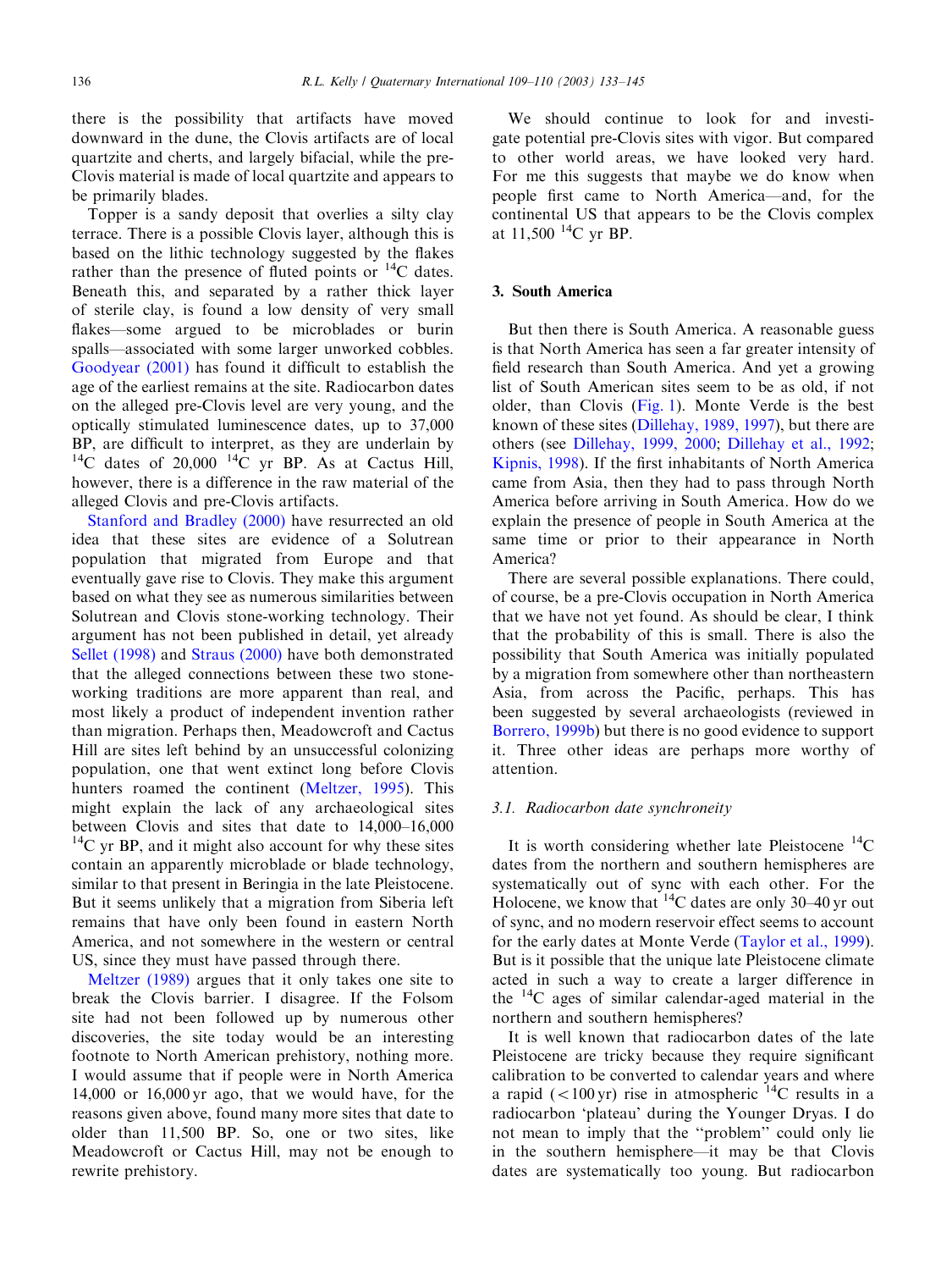there is the possibility that artifacts have moved downward in the dune, the Clovis artifacts are of local quartzite and cherts, and largely bifacial, while the pre-Clovis material is made of local quartzite and appears to be primarily blades.

Topper is a sandy deposit that overlies a silty clay terrace. There is a possible Clovis layer, although this is based on the lithic technology suggested by the flakes rather than the presence of fluted points or $^{14}$C dates. Beneath this, and separated by a rather thick layer of sterile clay, is found a low density of very small flakes—some argued to be microblades or burin spalls—associated with some larger unworked cobbles. Goodyear (2001) has found it difficult to establish the age of the earliest remains at the site. Radiocarbon dates on the alleged pre-Clovis level are very young, and the optically stimulated luminescence dates, up to 37,000 BP, are difficult to interpret, as they are underlain by $^{14}$C dates of 20,000 $^{14}$C yr BP. As at Cactus Hill, however, there is a difference in the raw material of the alleged Clovis and pre-Clovis artifacts.

Stanford and Bradley (2000) have resurrected an old idea that these sites are evidence of a Solutrean population that migrated from Europe and that eventually gave rise to Clovis. They make this argument based on what they see as numerous similarities between Solutrean and Clovis stone-working technology. Their argument has not been published in detail, yet already Sellet (1998) and Straus (2000) have both demonstrated that the alleged connections between these two stone-working traditions are more apparent than real, and most likely a product of independent invention rather than migration. Perhaps then, Meadowcroft and Cactus Hill are sites left behind by an unsuccessful colonizing population, one that went extinct long before Clovis hunters roamed the continent (Meltzer, 1995). This might explain the lack of any archaeological sites between Clovis and sites that date to 14,000–16,000 $^{14}$C yr BP, and it might also account for why these sites contain an apparently microblade or blade technology, similar to that present in Beringia in the late Pleistocene. But it seems unlikely that a migration from Siberia left remains that have only been found in eastern North America, and not somewhere in the western or central US, since they must have passed through there.

Meltzer (1989) argues that it only takes one site to break the Clovis barrier. I disagree. If the Folsom site had not been followed up by numerous other discoveries, the site today would be an interesting footnote to North American prehistory, nothing more. I would assume that if people were in North America 14,000 or 16,000 yr ago, that we would have, for the reasons given above, found many more sites that date to older than 11,500 BP. So, one or two sites, like Meadowcroft or Cactus Hill, may not be enough to rewrite prehistory.

We should continue to look for and investigate potential pre-Clovis sites with vigor. But compared to other world areas, we have looked very hard. For me this suggests that maybe we do know when people first came to North America—and, for the continental US that appears to be the Clovis complex at 11,500 $^{14}$C yr BP.

## 3. South America

But then there is South America. A reasonable guess is that North America has seen a far greater intensity of field research than South America. And yet a growing list of South American sites seem to be as old, if not older, than Clovis (Fig. 1). Monte Verde is the best known of these sites (Dillehay, 1989, 1997), but there are others (see Dillehay, 1999, 2000; Dillehay et al., 1992; Kipnis, 1998). If the first inhabitants of North America came from Asia, then they had to pass through North America before arriving in South America. How do we explain the presence of people in South America at the same time or prior to their appearance in North America?

There are several possible explanations. There could, of course, be a pre-Clovis occupation in North America that we have not yet found. As should be clear, I think that the probability of this is small. There is also the possibility that South America was initially populated by a migration from somewhere other than northeastern Asia, from across the Pacific, perhaps. This has been suggested by several archaeologists (reviewed in Borrero, 1999b) but there is no good evidence to support it. Three other ideas are perhaps more worthy of attention.

### 3.1. Radiocarbon date synchroneity

It is worth considering whether late Pleistocene $^{14}$C dates from the northern and southern hemispheres are systematically out of sync with each other. For the Holocene, we know that $^{14}$C dates are only 30–40 yr out of sync, and no modern reservoir effect seems to account for the early dates at Monte Verde (Taylor et al., 1999). But is it possible that the unique late Pleistocene climate acted in such a way to create a larger difference in the $^{14}$C ages of similar calendar-aged material in the northern and southern hemispheres?

It is well known that radiocarbon dates of the late Pleistocene are tricky because they require significant calibration to be converted to calendar years and where a rapid ($<100$ yr) rise in atmospheric $^{14}$C results in a radiocarbon 'plateau' during the Younger Dryas. I do not mean to imply that the "problem" could only lie in the southern hemisphere—it may be that Clovis dates are systematically too young. But radiocarbon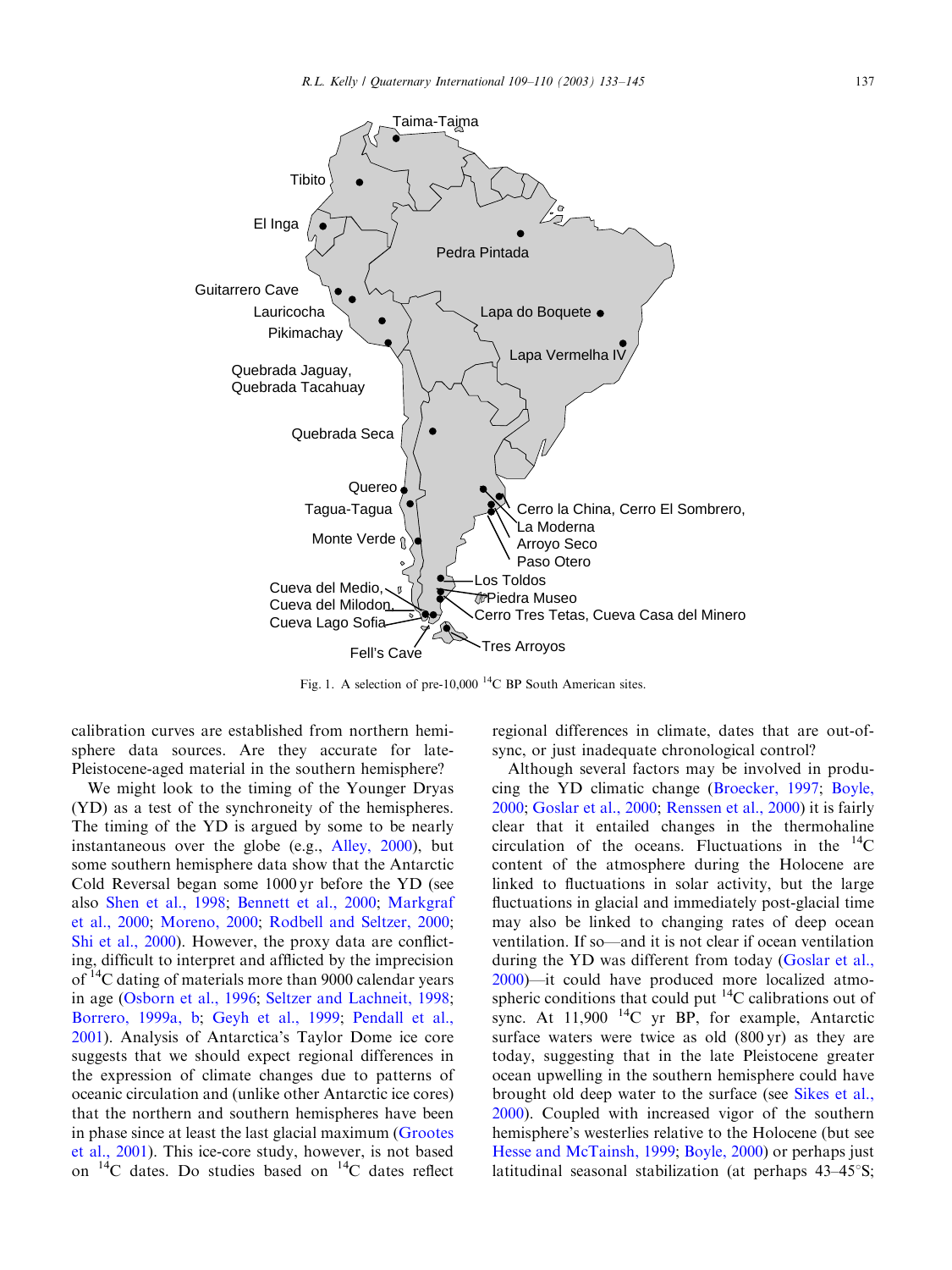Fig. 1. A selection of pre-10,000 $^{14}$C BP South American sites.

calibration curves are established from northern hemisphere data sources. Are they accurate for late-Pleistocene-aged material in the southern hemisphere?

We might look to the timing of the Younger Dryas (YD) as a test of the synchroneity of the hemispheres. The timing of the YD is argued by some to be nearly instantaneous over the globe (e.g., Alley, 2000), but some southern hemisphere data show that the Antarctic Cold Reversal began some 1000 yr before the YD (see also Shen et al., 1998; Bennett et al., 2000; Markgraf et al., 2000; Moreno, 2000; Rodbell and Seltzer, 2000; Shi et al., 2000). However, the proxy data are conflicting, difficult to interpret and afflicted by the imprecision of $^{14}$C dating of materials more than 9000 calendar years in age (Osborn et al., 1996; Seltzer and Lachniet, 1998; Borrero, 1999a, b; Geyh et al., 1999; Pendall et al., 2001). Analysis of Antarctica's Taylor Dome ice core suggests that we should expect regional differences in the expression of climate changes due to patterns of oceanic circulation and (unlike other Antarctic ice cores) that the northern and southern hemispheres have been in phase since at least the last glacial maximum (Grootes et al., 2001). This ice-core study, however, is not based on $^{14}$C dates. Do studies based on $^{14}$C dates reflect regional differences in climate, dates that are out-of-sync, or just inadequate chronological control?

Although several factors may be involved in producing the YD climatic change (Broecker, 1997; Boyle, 2000; Goslar et al., 2000; Renssen et al., 2000) it is fairly clear that it entailed changes in the thermohaline circulation of the oceans. Fluctuations in the $^{14}$C content of the atmosphere during the Holocene are linked to fluctuations in solar activity, but the large fluctuations in glacial and immediately post-glacial time may also be linked to changing rates of deep ocean ventilation. If so—and it is not clear if ocean ventilation during the YD was different from today (Goslar et al., 2000)—it could have produced more localized atmospheric conditions that could put $^{14}$C calibrations out of sync. At 11,900 $^{14}$C yr BP, for example, Antarctic surface waters were twice as old (800 yr) as they are today, suggesting that in the late Pleistocene greater ocean upwelling in the southern hemisphere could have brought old deep water to the surface (see Sikes et al., 2000). Coupled with increased vigor of the southern hemisphere's westerlies relative to the Holocene (but see Hesse and McTainsh, 1999; Boyle, 2000) or perhaps just latitudinal seasonal stabilization (at perhaps 43–45°S;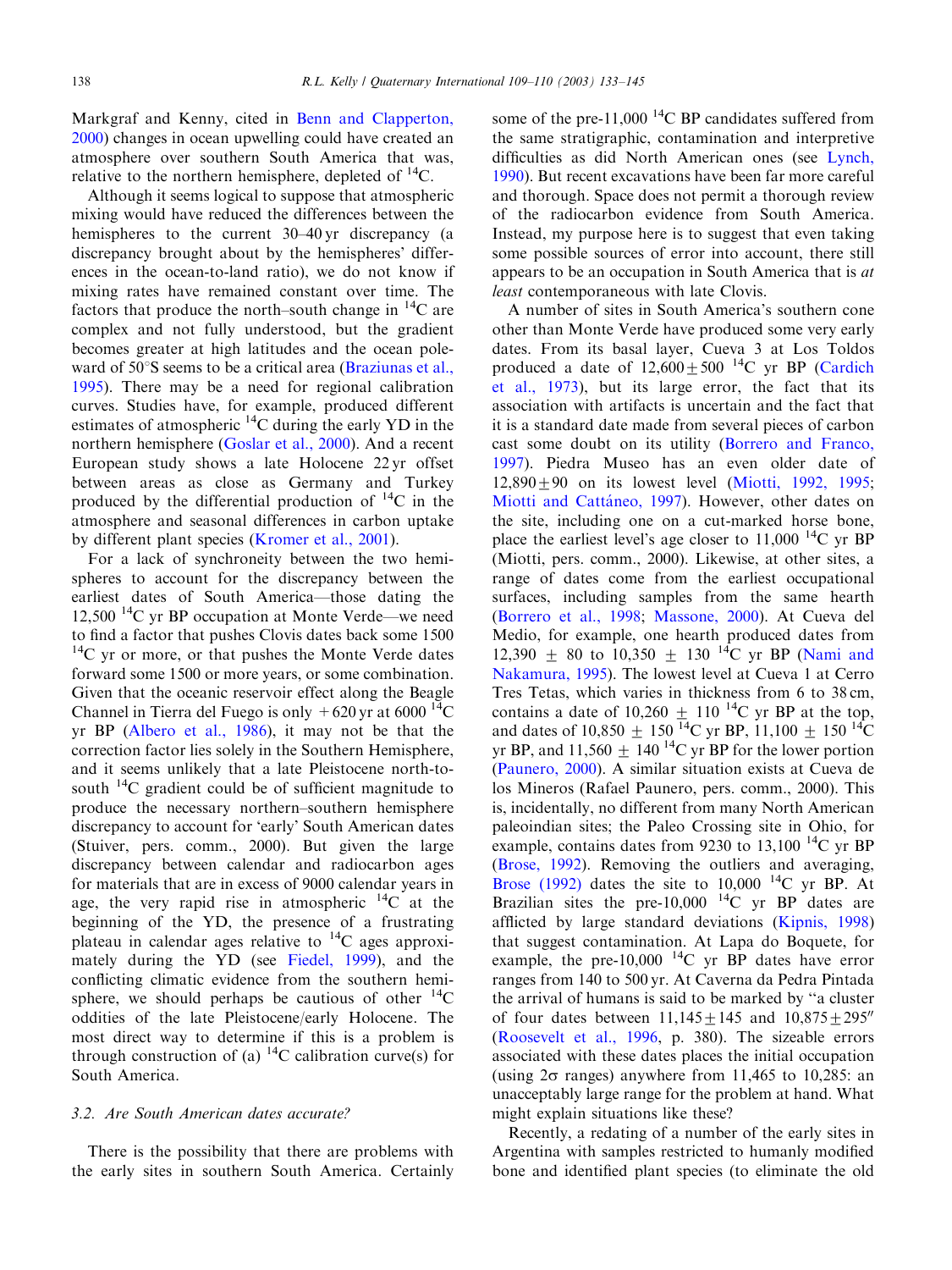Markgraf and Kenny, cited in Benn and Clapperton, 2000) changes in ocean upwelling could have created an atmosphere over southern South America that was, relative to the northern hemisphere, depleted of $^{14}$C.

Although it seems logical to suppose that atmospheric mixing would have reduced the differences between the hemispheres to the current 30–40 yr discrepancy (a discrepancy brought about by the hemispheres' differences in the ocean-to-land ratio), we do not know if mixing rates have remained constant over time. The factors that produce the north–south change in $^{14}$C are complex and not fully understood, but the gradient becomes greater at high latitudes and the ocean poleward of 50°S seems to be a critical area (Braziunas et al., 1995). There may be a need for regional calibration curves. Studies have, for example, produced different estimates of atmospheric $^{14}$C during the early YD in the northern hemisphere (Goslar et al., 2000). And a recent European study shows a late Holocene 22 yr offset between areas as close as Germany and Turkey produced by the differential production of $^{14}$C in the atmosphere and seasonal differences in carbon uptake by different plant species (Kromer et al., 2001).

For a lack of synchroneity between the two hemispheres to account for the discrepancy between the earliest dates of South America—those dating the 12,500 $^{14}$C yr BP occupation at Monte Verde—we need to find a factor that pushes Clovis dates back some 1500 $^{14}$C yr or more, or that pushes the Monte Verde dates forward some 1500 or more years, or some combination. Given that the oceanic reservoir effect along the Beagle Channel in Tierra del Fuego is only +620 yr at 6000 $^{14}$C yr BP (Albero et al., 1986), it may not be that the correction factor lies solely in the Southern Hemisphere, and it seems unlikely that a late Pleistocene north-to-south $^{14}$C gradient could be of sufficient magnitude to produce the necessary northern–southern hemisphere discrepancy to account for 'early' South American dates (Stuiver, pers. comm., 2000). But given the large discrepancy between calendar and radiocarbon ages for materials that are in excess of 9000 calendar years in age, the very rapid rise in atmospheric $^{14}$C at the beginning of the YD, the presence of a frustrating plateau in calendar ages relative to $^{14}$C ages approximately during the YD (see Fiedel, 1999), and the conflicting climatic evidence from the southern hemisphere, we should perhaps be cautious of other $^{14}$C oddities of the late Pleistocene/early Holocene. The most direct way to determine if this is a problem is through construction of (a) $^{14}$C calibration curve(s) for South America.

### 3.2. Are South American dates accurate?

There is the possibility that there are problems with the early sites in southern South America. Certainly some of the pre-11,000 $^{14}$C BP candidates suffered from the same stratigraphic, contamination and interpretive difficulties as did North American ones (see Lynch, 1990). But recent excavations have been far more careful and thorough. Space does not permit a thorough review of the radiocarbon evidence from South America. Instead, my purpose here is to suggest that even taking some possible sources of error into account, there still appears to be an occupation in South America that is *at least* contemporaneous with late Clovis.

A number of sites in South America's southern cone other than Monte Verde have produced some very early dates. From its basal layer, Cueva 3 at Los Toldos produced a date of 12,600±500 $^{14}$C yr BP (Cardich et al., 1973), but its large error, the fact that its association with artifacts is uncertain and the fact that it is a standard date made from several pieces of carbon cast some doubt on its utility (Borrero and Franco, 1997). Piedra Museo has an even older date of 12,890±90 on its lowest level (Miotti, 1992, 1995; Miotti and Cattáneo, 1997). However, other dates on the site, including one on a cut-marked horse bone, place the earliest level's age closer to 11,000 $^{14}$C yr BP (Miotti, pers. comm., 2000). Likewise, at other sites, a range of dates come from the earliest occupational surfaces, including samples from the same hearth (Borrero et al., 1998; Massone, 2000). At Cueva del Medio, for example, one hearth produced dates from 12,390 ± 80 to 10,350 ± 130 $^{14}$C yr BP (Nami and Nakamura, 1995). The lowest level at Cueva 1 at Cerro Tres Tetas, which varies in thickness from 6 to 38 cm, contains a date of 10,260 ± 110 $^{14}$C yr BP at the top, and dates of 10,850 ± 150 $^{14}$C yr BP, 11,100 ± 150 $^{14}$C yr BP, and 11,560 ± 140 $^{14}$C yr BP for the lower portion (Paunero, 2000). A similar situation exists at Cueva de los Mineros (Rafael Paunero, pers. comm., 2000). This is, incidentally, no different from many North American paleoindian sites; the Paleo Crossing site in Ohio, for example, contains dates from 9230 to 13,100 $^{14}$C yr BP (Brose, 1992). Removing the outliers and averaging, Brose (1992) dates the site to 10,000 $^{14}$C yr BP. At Brazilian sites the pre-10,000 $^{14}$C yr BP dates are afflicted by large standard deviations (Kipnis, 1998) that suggest contamination. At Lapa do Boquete, for example, the pre-10,000 $^{14}$C yr BP dates have error ranges from 140 to 500 yr. At Caverna da Pedra Pintada the arrival of humans is said to be marked by "a cluster of four dates between 11,145±145 and 10,875±295" (Roosevelt et al., 1996, p. 380). The sizeable errors associated with these dates places the initial occupation (using 2σ ranges) anywhere from 11,465 to 10,285: an unacceptably large range for the problem at hand. What might explain situations like these?

Recently, a redating of a number of the early sites in Argentina with samples restricted to humanly modified bone and identified plant species (to eliminate the old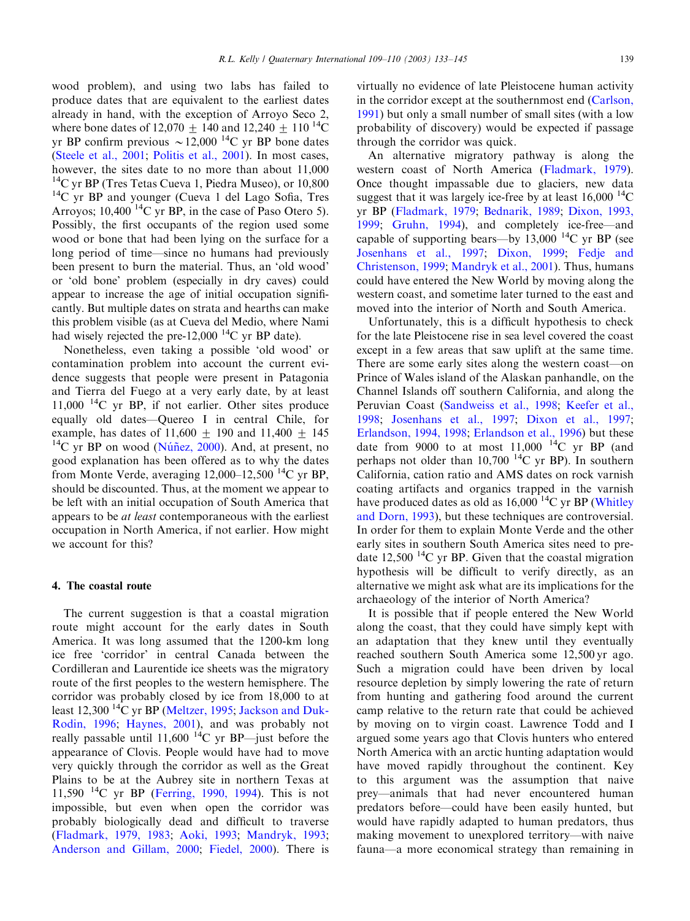wood problem), and using two labs has failed to produce dates that are equivalent to the earliest dates already in hand, with the exception of Arroyo Seco 2, where bone dates of 12,070 ± 140 and 12,240 ± 110 $^{14}$C yr BP confirm previous ~12,000 $^{14}$C yr BP bone dates (Steele et al., 2001; Politis et al., 2001). In most cases, however, the sites date to no more than about 11,000 $^{14}$C yr BP (Tres Tetas Cueva 1, Piedra Museo), or 10,800 $^{14}$C yr BP and younger (Cueva 1 del Lago Sofia, Tres Arroyos; 10,400 $^{14}$C yr BP, in the case of Paso Otero 5). Possibly, the first occupants of the region used some wood or bone that had been lying on the surface for a long period of time—since no humans had previously been present to burn the material. Thus, an 'old wood' or 'old bone' problem (especially in dry caves) could appear to increase the age of initial occupation significantly. But multiple dates on strata and hearths can make this problem visible (as at Cueva del Medio, where Nami had wisely rejected the pre-12,000 $^{14}$C yr BP date).

Nonetheless, even taking a possible 'old wood' or contamination problem into account the current evidence suggests that people were present in Patagonia and Tierra del Fuego at a very early date, by at least 11,000 $^{14}$C yr BP, if not earlier. Other sites produce equally old dates—Quereo I in central Chile, for example, has dates of 11,600 ± 190 and 11,400 ± 145 $^{14}$C yr BP on wood (Núñez, 2000). And, at present, no good explanation has been offered as to why the dates from Monte Verde, averaging 12,000–12,500 $^{14}$C yr BP, should be discounted. Thus, at the moment we appear to be left with an initial occupation of South America that appears to be *at least* contemporaneous with the earliest occupation in North America, if not earlier. How might we account for this?

## 4. The coastal route

The current suggestion is that a coastal migration route might account for the early dates in South America. It was long assumed that the 1200-km long ice free 'corridor' in central Canada between the Cordilleran and Laurentide ice sheets was the migratory route of the first peoples to the western hemisphere. The corridor was probably closed by ice from 18,000 to at least 12,300 $^{14}$C yr BP (Meltzer, 1995; Jackson and Duk-Rodin, 1996; Haynes, 2001), and was probably not really passable until 11,600 $^{14}$C yr BP—just before the appearance of Clovis. People would have had to move very quickly through the corridor as well as the Great Plains to be at the Aubrey site in northern Texas at 11,590 $^{14}$C yr BP (Ferring, 1990, 1994). This is not impossible, but even when open the corridor was probably biologically dead and difficult to traverse (Fladmark, 1979, 1983; Aoki, 1993; Mandryk, 1993; Anderson and Gillam, 2000; Fiedel, 2000). There is virtually no evidence of late Pleistocene human activity in the corridor except at the southernmost end (Carlson, 1991) but only a small number of small sites (with a low probability of discovery) would be expected if passage through the corridor was quick.

An alternative migratory pathway is along the western coast of North America (Fladmark, 1979). Once thought impassable due to glaciers, new data suggest that it was largely ice-free by at least 16,000 $^{14}$C yr BP (Fladmark, 1979; Bednarik, 1989; Dixon, 1993, 1999; Gruhn, 1994), and completely ice-free—and capable of supporting bears—by 13,000 $^{14}$C yr BP (see Josenhans et al., 1997; Dixon, 1999; Fedje and Christenson, 1999; Mandryk et al., 2001). Thus, humans could have entered the New World by moving along the western coast, and sometime later turned to the east and moved into the interior of North and South America.

Unfortunately, this is a difficult hypothesis to check for the late Pleistocene rise in sea level covered the coast except in a few areas that saw uplift at the same time. There are some early sites along the western coast—on Prince of Wales island of the Alaskan panhandle, on the Channel Islands off southern California, and along the Peruvian Coast (Sandweiss et al., 1998; Keefer et al., 1998; Josenhans et al., 1997; Dixon et al., 1997; Erlandson, 1994, 1998; Erlandson et al., 1996) but these date from 9000 to at most 11,000 $^{14}$C yr BP (and perhaps not older than 10,700 $^{14}$C yr BP). In southern California, cation ratio and AMS dates on rock varnish coating artifacts and organics trapped in the varnish have produced dates as old as 16,000 $^{14}$C yr BP (Whitley and Dorn, 1993), but these techniques are controversial. In order for them to explain Monte Verde and the other early sites in southern South America sites need to predate 12,500 $^{14}$C yr BP. Given that the coastal migration hypothesis will be difficult to verify directly, as an alternative we might ask what are its implications for the archaeology of the interior of North America?

It is possible that if people entered the New World along the coast, that they could have simply kept with an adaptation that they knew until they eventually reached southern South America some 12,500 yr ago. Such a migration could have been driven by local resource depletion by simply lowering the rate of return from hunting and gathering food around the current camp relative to the return rate that could be achieved by moving on to virgin coast. Lawrence Todd and I argued some years ago that Clovis hunters who entered North America with an arctic hunting adaptation would have moved rapidly throughout the continent. Key to this argument was the assumption that naive prey—animals that had never encountered human predators before—could have been easily hunted, but would have rapidly adapted to human predators, thus making movement to unexplored territory—with naive fauna—a more economical strategy than remaining in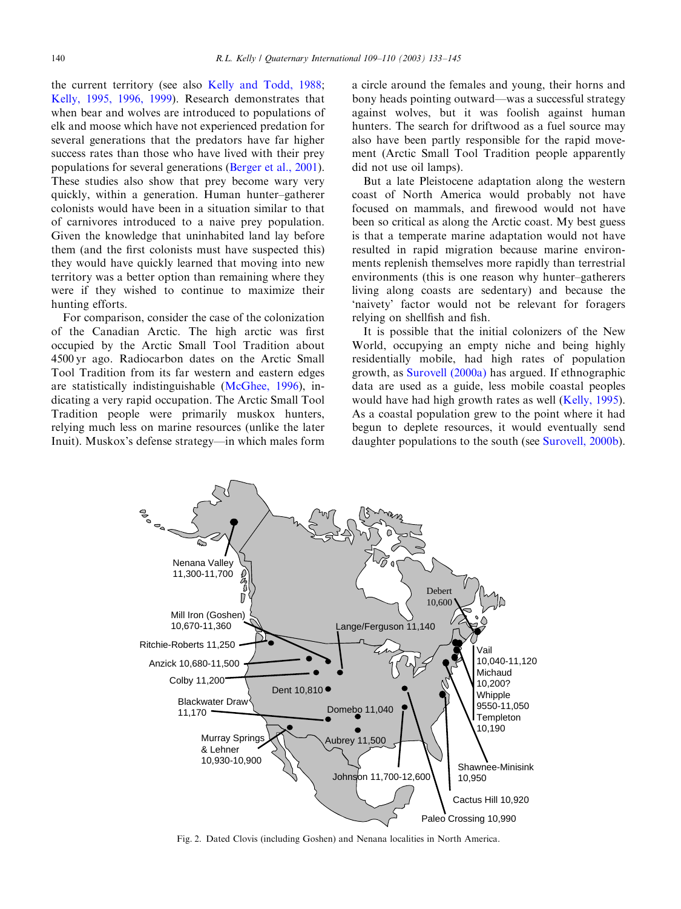the current territory (see also Kelly and Todd, 1988; Kelly, 1995, 1996, 1999). Research demonstrates that when bear and wolves are introduced to populations of elk and moose which have not experienced predation for several generations that the predators have far higher success rates than those who have lived with their prey populations for several generations (Berger et al., 2001). These studies also show that prey become wary very quickly, within a generation. Human hunter–gatherer colonists would have been in a situation similar to that of carnivores introduced to a naive prey population. Given the knowledge that uninhabited land lay before them (and the first colonists must have suspected this) they would have quickly learned that moving into new territory was a better option than remaining where they were if they wished to continue to maximize their hunting efforts.

For comparison, consider the case of the colonization of the Canadian Arctic. The high arctic was first occupied by the Arctic Small Tool Tradition about 4500 yr ago. Radiocarbon dates on the Arctic Small Tool Tradition from its far western and eastern edges are statistically indistinguishable (McGhee, 1996), indicating a very rapid occupation. The Arctic Small Tool Tradition people were primarily muskox hunters, relying much less on marine resources (unlike the later Inuit). Muskox's defense strategy—in which males form a circle around the females and young, their horns and bony heads pointing outward—was a successful strategy against wolves, but it was foolish against human hunters. The search for driftwood as a fuel source may also have been partly responsible for the rapid movement (Arctic Small Tool Tradition people apparently did not use oil lamps).

But a late Pleistocene adaptation along the western coast of North America would probably not have focused on mammals, and firewood would not have been so critical as along the Arctic coast. My best guess is that a temperate marine adaptation would not have resulted in rapid migration because marine environments replenish themselves more rapidly than terrestrial environments (this is one reason why hunter–gatherers living along coasts are sedentary) and because the 'naivety' factor would not be relevant for foragers relying on shellfish and fish.

It is possible that the initial colonizers of the New World, occupying an empty niche and being highly residentially mobile, had high rates of population growth, as Surovell (2000a) has argued. If ethnographic data are used as a guide, less mobile coastal peoples would have had high growth rates as well (Kelly, 1995). As a coastal population grew to the point where it had begun to deplete resources, it would eventually send daughter populations to the south (see Surovell, 2000b).

Nenana Valley 11,300-11,700
Mill Iron (Goshen) 10,670-11,360
Ritchie-Roberts 11,250
Anzick 10,680-11,500
Colby 11,200
Blackwater Draw 11,170
Murray Springs & Lehner 10,930-10,900
Dent 10,810
Lange/Ferguson 11,140
Domebo 11,040
Aubrey 11,500
Johnson 11,700-12,600
Debert 10,600
Vail 10,040-11,120
Michaud 10,200?
Whipple 9550-11,050
Templeton 10,190
Shawnee-Minisink 10,950
Cactus Hill 10,920
Paleo Crossing 10,990

Fig. 2. Dated Clovis (including Goshen) and Nenana localities in North America.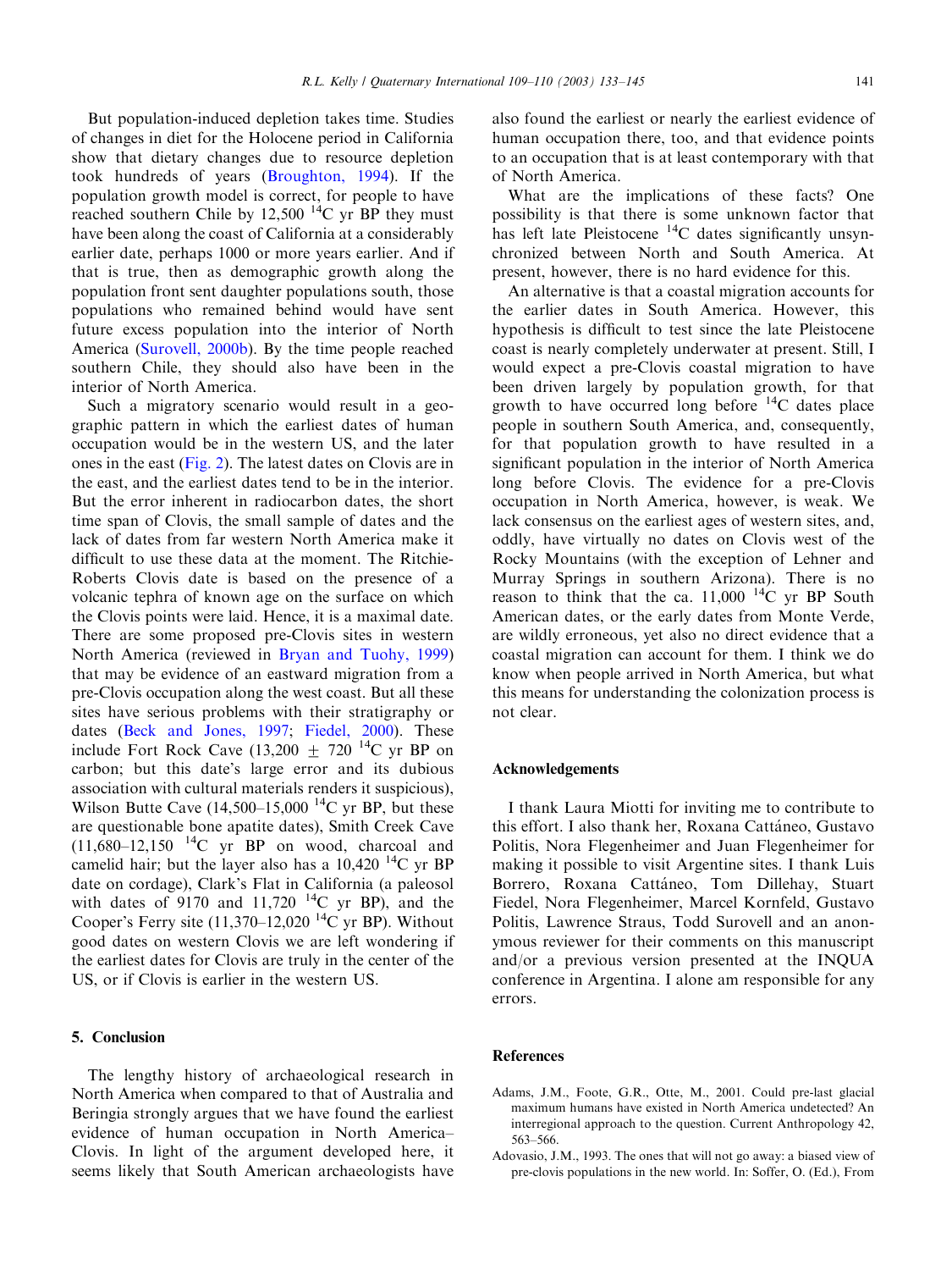But population-induced depletion takes time. Studies of changes in diet for the Holocene period in California show that dietary changes due to resource depletion took hundreds of years (Broughton, 1994). If the population growth model is correct, for people to have reached southern Chile by 12,500 $^{14}$C yr BP they must have been along the coast of California at a considerably earlier date, perhaps 1000 or more years earlier. And if that is true, then as demographic growth along the population front sent daughter populations south, those populations who remained behind would have sent future excess population into the interior of North America (Surovell, 2000b). By the time people reached southern Chile, they should also have been in the interior of North America.

Such a migratory scenario would result in a geographic pattern in which the earliest dates of human occupation would be in the western US, and the later ones in the east (Fig. 2). The latest dates on Clovis are in the east, and the earliest dates tend to be in the interior. But the error inherent in radiocarbon dates, the short time span of Clovis, the small sample of dates and the lack of dates from far western North America make it difficult to use these data at the moment. The Ritchie-Roberts Clovis date is based on the presence of a volcanic tephra of known age on the surface on which the Clovis points were laid. Hence, it is a maximal date. There are some proposed pre-Clovis sites in western North America (reviewed in Bryan and Tuohy, 1999) that may be evidence of an eastward migration from a pre-Clovis occupation along the west coast. But all these sites have serious problems with their stratigraphy or dates (Beck and Jones, 1997; Fiedel, 2000). These include Fort Rock Cave (13,200 ± 720 $^{14}$C yr BP on carbon; but this date's large error and its dubious association with cultural materials renders it suspicious), Wilson Butte Cave (14,500–15,000 $^{14}$C yr BP, but these are questionable bone apatite dates), Smith Creek Cave (11,680–12,150 $^{14}$C yr BP on wood, charcoal and camelid hair; but the layer also has a 10,420 $^{14}$C yr BP date on cordage), Clark's Flat in California (a paleosol with dates of 9170 and 11,720 $^{14}$C yr BP), and the Cooper's Ferry site (11,370–12,020 $^{14}$C yr BP). Without good dates on western Clovis we are left wondering if the earliest dates for Clovis are truly in the center of the US, or if Clovis is earlier in the western US.

## 5. Conclusion

The lengthy history of archaeological research in North America when compared to that of Australia and Beringia strongly argues that we have found the earliest evidence of human occupation in North America–Clovis. In light of the argument developed here, it seems likely that South American archaeologists have also found the earliest or nearly the earliest evidence of human occupation there, too, and that evidence points to an occupation that is at least contemporary with that of North America.

What are the implications of these facts? One possibility is that there is some unknown factor that has left late Pleistocene $^{14}$C dates significantly unsynchronized between North and South America. At present, however, there is no hard evidence for this.

An alternative is that a coastal migration accounts for the earlier dates in South America. However, this hypothesis is difficult to test since the late Pleistocene coast is nearly completely underwater at present. Still, I would expect a pre-Clovis coastal migration to have been driven largely by population growth, for that growth to have occurred long before $^{14}$C dates place people in southern South America, and, consequently, for that population growth to have resulted in a significant population in the interior of North America long before Clovis. The evidence for a pre-Clovis occupation in North America, however, is weak. We lack consensus on the earliest ages of western sites, and, oddly, have virtually no dates on Clovis west of the Rocky Mountains (with the exception of Lehner and Murray Springs in southern Arizona). There is no reason to think that the ca. 11,000 $^{14}$C yr BP South American dates, or the early dates from Monte Verde, are wildly erroneous, yet also no direct evidence that a coastal migration can account for them. I think we do know when people arrived in North America, but what this means for understanding the colonization process is not clear.

## Acknowledgements

I thank Laura Miotti for inviting me to contribute to this effort. I also thank her, Roxana Cattáneo, Gustavo Politis, Nora Flegenheimer and Juan Flegenheimer for making it possible to visit Argentine sites. I thank Luis Borrero, Roxana Cattáneo, Tom Dillehay, Stuart Fiedel, Nora Flegenheimer, Marcel Kornfeld, Gustavo Politis, Lawrence Straus, Todd Surovell and an anonymous reviewer for their comments on this manuscript and/or a previous version presented at the INQUA conference in Argentina. I alone am responsible for any errors.

## References

Adams, J.M., Foote, G.R., Otte, M., 2001. Could pre-last glacial maximum humans have existed in North America undetected? An interregional approach to the question. Current Anthropology 42, 563–566.

Adovasio, J.M., 1993. The ones that will not go away: a biased view of pre-clovis populations in the new world. In: Soffer, O. (Ed.), From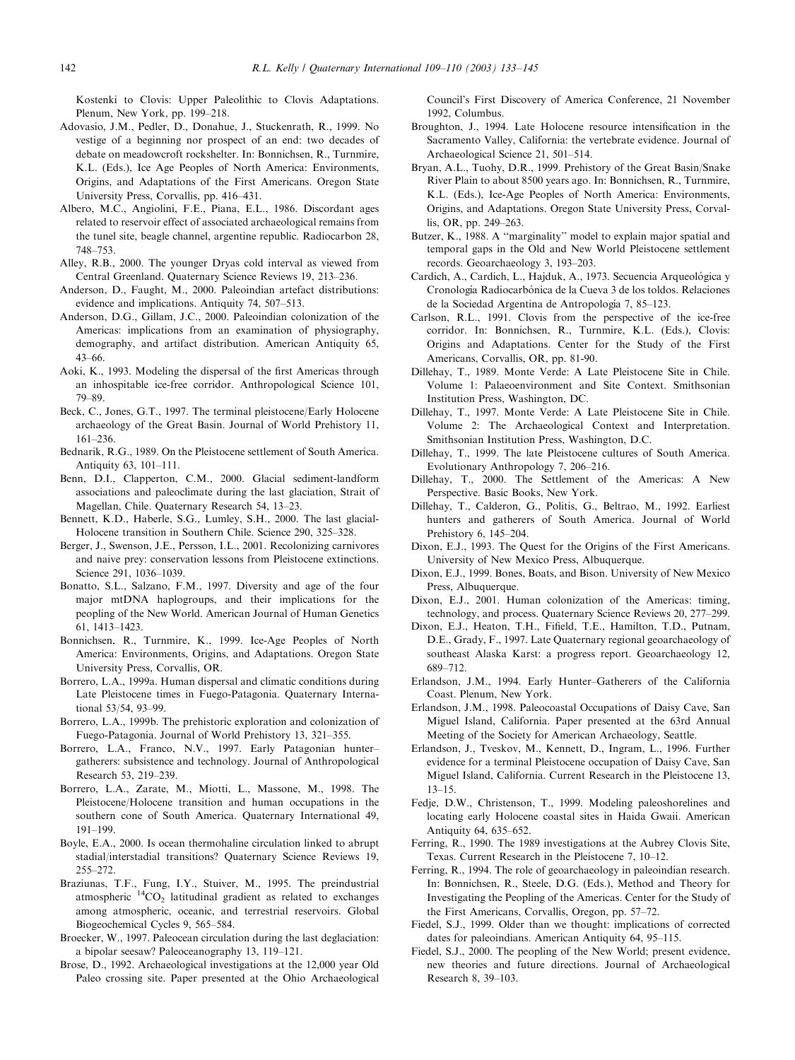Kostenki to Clovis: Upper Paleolithic to Clovis Adaptations. Plenum, New York, pp. 199–218.

Adovasio, J.M., Pedler, D., Donahue, J., Stuckenrath, R., 1999. No vestige of a beginning nor prospect of an end: two decades of debate on meadowcroft rockshelter. In: Bonnichsen, R., Turnmire, K.L. (Eds.), Ice Age Peoples of North America: Environments, Origins, and Adaptations of the First Americans. Oregon State University Press, Corvallis, pp. 416–431.

Albero, M.C., Angiolini, F.E., Piana, E.L., 1986. Discordant ages related to reservoir effect of associated archaeological remains from the tunel site, beagle channel, argentine republic. Radiocarbon 28, 748–753.

Alley, R.B., 2000. The younger Dryas cold interval as viewed from Central Greenland. Quaternary Science Reviews 19, 213–236.

Anderson, D., Faught, M., 2000. Paleoindian artefact distributions: evidence and implications. Antiquity 74, 507–513.

Anderson, D.G., Gillam, J.C., 2000. Paleoindian colonization of the Americas: implications from an examination of physiography, demography, and artifact distribution. American Antiquity 65, 43–66.

Aoki, K., 1993. Modeling the dispersal of the first Americas through an inhospitable ice-free corridor. Anthropological Science 101, 79–89.

Beck, C., Jones, G.T., 1997. The terminal pleistocene/Early Holocene archaeology of the Great Basin. Journal of World Prehistory 11, 161–236.

Bednarik, R.G., 1989. On the Pleistocene settlement of South America. Antiquity 63, 101–111.

Benn, D.I., Clapperton, C.M., 2000. Glacial sediment-landform associations and paleoclimate during the last glaciation, Strait of Magellan, Chile. Quaternary Research 54, 13–23.

Bennett, K.D., Haberle, S.G., Lumley, S.H., 2000. The last glacial-Holocene transition in Southern Chile. Science 290, 325–328.

Berger, J., Swenson, J.E., Persson, I.L., 2001. Recolonizing carnivores and naive prey: conservation lessons from Pleistocene extinctions. Science 291, 1036–1039.

Bonatto, S.L., Salzano, F.M., 1997. Diversity and age of the four major mtDNA haplogroups, and their implications for the peopling of the New World. American Journal of Human Genetics 61, 1413–1423.

Bonnichsen, R., Turnmire, K., 1999. Ice-Age Peoples of North America: Environments, Origins, and Adaptations. Oregon State University Press, Corvallis, OR.

Borrero, L.A., 1999a. Human dispersal and climatic conditions during Late Pleistocene times in Fuego-Patagonia. Quaternary International 53/54, 93–99.

Borrero, L.A., 1999b. The prehistoric exploration and colonization of Fuego-Patagonia. Journal of World Prehistory 13, 321–355.

Borrero, L.A., Franco, N.V., 1997. Early Patagonian hunter–gatherers: subsistence and technology. Journal of Anthropological Research 53, 219–239.

Borrero, L.A., Zarate, M., Miotti, L., Massone, M., 1998. The Pleistocene/Holocene transition and human occupations in the southern cone of South America. Quaternary International 49, 191–199.

Boyle, E.A., 2000. Is ocean thermohaline circulation linked to abrupt stadial/interstadial transitions? Quaternary Science Reviews 19, 255–272.

Braziunas, T.F., Fung, I.Y., Stuiver, M., 1995. The preindustrial atmospheric $^{14}CO_2$ latitudinal gradient as related to exchanges among atmospheric, oceanic, and terrestrial reservoirs. Global Biogeochemical Cycles 9, 565–584.

Broecker, W., 1997. Paleocean circulation during the last deglaciation: a bipolar seesaw? Paleoceanography 13, 119–121.

Brose, D., 1992. Archaeological investigations at the 12,000 year Old Paleo crossing site. Paper presented at the Ohio Archaeological Council's First Discovery of America Conference, 21 November 1992, Columbus.

Broughton, J., 1994. Late Holocene resource intensification in the Sacramento Valley, California: the vertebrate evidence. Journal of Archaeological Science 21, 501–514.

Bryan, A.L., Tuohy, D.R., 1999. Prehistory of the Great Basin/Snake River Plain to about 8500 years ago. In: Bonnichsen, R., Turnmire, K.L. (Eds.), Ice-Age Peoples of North America: Environments, Origins, and Adaptations. Oregon State University Press, Corvallis, OR, pp. 249–263.

Butzer, K., 1988. A "marginality" model to explain major spatial and temporal gaps in the Old and New World Pleistocene settlement records. Geoarchaeology 3, 193–203.

Cardich, A., Cardich, L., Hajduk, A., 1973. Secuencia Arqueológica y Cronología Radiocarbónica de la Cueva 3 de los toldos. Relaciones de la Sociedad Argentina de Antropología 7, 85–123.

Carlson, R.L., 1991. Clovis from the perspective of the ice-free corridor. In: Bonnichsen, R., Turnmire, K.L. (Eds.), Clovis: Origins and Adaptations. Center for the Study of the First Americans, Corvallis, OR, pp. 81-90.

Dillehay, T., 1989. Monte Verde: A Late Pleistocene Site in Chile. Volume 1: Palaeoenvironment and Site Context. Smithsonian Institution Press, Washington, DC.

Dillehay, T., 1997. Monte Verde: A Late Pleistocene Site in Chile. Volume 2: The Archaeological Context and Interpretation. Smithsonian Institution Press, Washington, D.C.

Dillehay, T., 1999. The late Pleistocene cultures of South America. Evolutionary Anthropology 7, 206–216.

Dillehay, T., 2000. The Settlement of the Americas: A New Perspective. Basic Books, New York.

Dillehay, T., Calderon, G., Politis, G., Beltrao, M., 1992. Earliest hunters and gatherers of South America. Journal of World Prehistory 6, 145–204.

Dixon, E.J., 1993. The Quest for the Origins of the First Americans. University of New Mexico Press, Albuquerque.

Dixon, E.J., 1999. Bones, Boats, and Bison. University of New Mexico Press, Albuquerque.

Dixon, E.J., 2001. Human colonization of the Americas: timing, technology, and process. Quaternary Science Reviews 20, 277–299.

Dixon, E.J., Heaton, T.H., Fifield, T.E., Hamilton, T.D., Putnam, D.E., Grady, F., 1997. Late Quaternary regional geoarchaeology of southeast Alaska Karst: a progress report. Geoarchaeology 12, 689–712.

Erlandson, J.M., 1994. Early Hunter–Gatherers of the California Coast. Plenum, New York.

Erlandson, J.M., 1998. Paleocoastal Occupations of Daisy Cave, San Miguel Island, California. Paper presented at the 63rd Annual Meeting of the Society for American Archaeology, Seattle.

Erlandson, J., Tveskov, M., Kennett, D., Ingram, L., 1996. Further evidence for a terminal Pleistocene occupation of Daisy Cave, San Miguel Island, California. Current Research in the Pleistocene 13, 13–15.

Fedje, D.W., Christenson, T., 1999. Modeling paleoshorelines and locating early Holocene coastal sites in Haida Gwaii. American Antiquity 64, 635–652.

Ferring, R., 1990. The 1989 investigations at the Aubrey Clovis Site, Texas. Current Research in the Pleistocene 7, 10–12.

Ferring, R., 1994. The role of geoarchaeology in paleoindian research. In: Bonnichsen, R., Steele, D.G. (Eds.), Method and Theory for Investigating the Peopling of the Americas. Center for the Study of the First Americans, Corvallis, Oregon, pp. 57–72.

Fiedel, S.J., 1999. Older than we thought: implications of corrected dates for paleoindians. American Antiquity 64, 95–115.

Fiedel, S.J., 2000. The peopling of the New World; present evidence, new theories and future directions. Journal of Archaeological Research 8, 39–103.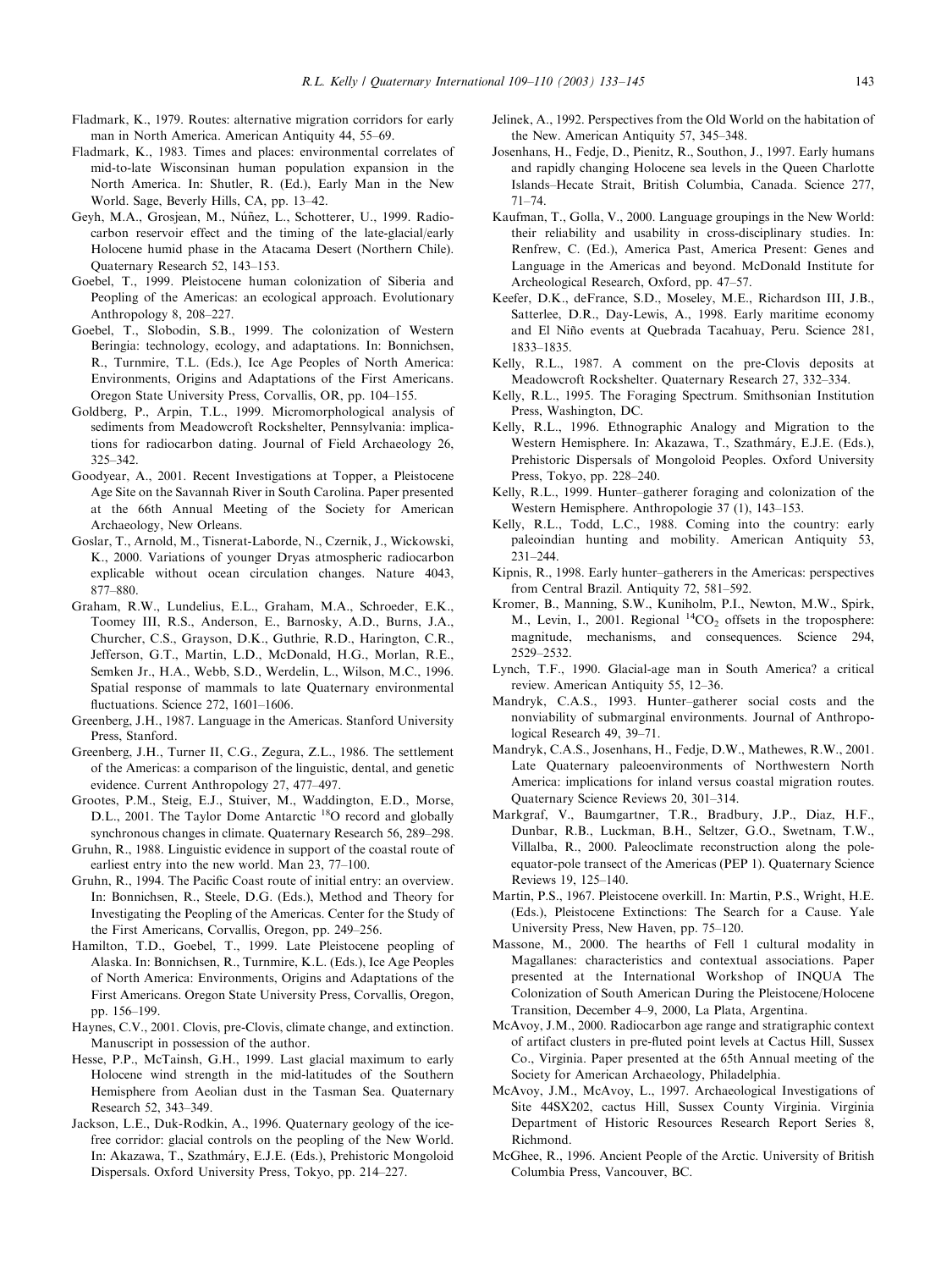Fladmark, K., 1979. Routes: alternative migration corridors for early man in North America. American Antiquity 44, 55–69.

Fladmark, K., 1983. Times and places: environmental correlates of mid-to-late Wisconsinan human population expansion in the North America. In: Shutler, R. (Ed.), Early Man in the New World. Sage, Beverly Hills, CA, pp. 13–42.

Geyh, M.A., Grosjean, M., Núñez, L., Schotterer, U., 1999. Radiocarbon reservoir effect and the timing of the late-glacial/early Holocene humid phase in the Atacama Desert (Northern Chile). Quaternary Research 52, 143–153.

Goebel, T., 1999. Pleistocene human colonization of Siberia and Peopling of the Americas: an ecological approach. Evolutionary Anthropology 8, 208–227.

Goebel, T., Slobodin, S.B., 1999. The colonization of Western Beringia: technology, ecology, and adaptations. In: Bonnichsen, R., Turnmire, T.L. (Eds.), Ice Age Peoples of North America: Environments, Origins and Adaptations of the First Americans. Oregon State University Press, Corvallis, OR, pp. 104–155.

Goldberg, P., Arpin, T.L., 1999. Micromorphological analysis of sediments from Meadowcroft Rockshelter, Pennsylvania: implications for radiocarbon dating. Journal of Field Archaeology 26, 325–342.

Goodyear, A., 2001. Recent Investigations at Topper, a Pleistocene Age Site on the Savannah River in South Carolina. Paper presented at the 66th Annual Meeting of the Society for American Archaeology, New Orleans.

Goslar, T., Arnold, M., Tisnerat-Laborde, N., Czernik, J., Wickowski, K., 2000. Variations of younger Dryas atmospheric radiocarbon explicable without ocean circulation changes. Nature 4043, 877–880.

Graham, R.W., Lundelius, E.L., Graham, M.A., Schroeder, E.K., Toomey III, R.S., Anderson, E., Barnosky, A.D., Burns, J.A., Churcher, C.S., Grayson, D.K., Guthrie, R.D., Harington, C.R., Jefferson, G.T., Martin, L.D., McDonald, H.G., Morlan, R.E., Semken Jr., H.A., Webb, S.D., Werdelin, L., Wilson, M.C., 1996. Spatial response of mammals to late Quaternary environmental fluctuations. Science 272, 1601–1606.

Greenberg, J.H., 1987. Language in the Americas. Stanford University Press, Stanford.

Greenberg, J.H., Turner II, C.G., Zegura, Z.L., 1986. The settlement of the Americas: a comparison of the linguistic, dental, and genetic evidence. Current Anthropology 27, 477–497.

Grootes, P.M., Steig, E.J., Stuiver, M., Waddington, E.D., Morse, D.L., 2001. The Taylor Dome Antarctic $^{18}$O record and globally synchronous changes in climate. Quaternary Research 56, 289–298.

Gruhn, R., 1988. Linguistic evidence in support of the coastal route of earliest entry into the new world. Man 23, 77–100.

Gruhn, R., 1994. The Pacific Coast route of initial entry: an overview. In: Bonnichsen, R., Steele, D.G. (Eds.), Method and Theory for Investigating the Peopling of the Americas. Center for the Study of the First Americans, Corvallis, Oregon, pp. 249–256.

Hamilton, T.D., Goebel, T., 1999. Late Pleistocene peopling of Alaska. In: Bonnichsen, R., Turnmire, K.L. (Eds.), Ice Age Peoples of North America: Environments, Origins and Adaptations of the First Americans. Oregon State University Press, Corvallis, Oregon, pp. 156–199.

Haynes, C.V., 2001. Clovis, pre-Clovis, climate change, and extinction. Manuscript in possession of the author.

Hesse, P.P., McTainsh, G.H., 1999. Last glacial maximum to early Holocene wind strength in the mid-latitudes of the Southern Hemisphere from Aeolian dust in the Tasman Sea. Quaternary Research 52, 343–349.

Jackson, L.E., Duk-Rodkin, A., 1996. Quaternary geology of the ice-free corridor: glacial controls on the peopling of the New World. In: Akazawa, T., Szathmáry, E.J.E. (Eds.), Prehistoric Mongoloid Dispersals. Oxford University Press, Tokyo, pp. 214–227.

Jelinek, A., 1992. Perspectives from the Old World on the habitation of the New. American Antiquity 57, 345–348.

Josenhans, H., Fedje, D., Pienitz, R., Southon, J., 1997. Early humans and rapidly changing Holocene sea levels in the Queen Charlotte Islands–Hecate Strait, British Columbia, Canada. Science 277, 71–74.

Kaufman, T., Golla, V., 2000. Language groupings in the New World: their reliability and usability in cross-disciplinary studies. In: Renfrew, C. (Ed.), America Past, America Present: Genes and Language in the Americas and beyond. McDonald Institute for Archeological Research, Oxford, pp. 47–57.

Keefer, D.K., deFrance, S.D., Moseley, M.E., Richardson III, J.B., Satterlee, D.R., Day-Lewis, A., 1998. Early maritime economy and El Niño events at Quebrada Tacahuay, Peru. Science 281, 1833–1835.

Kelly, R.L., 1987. A comment on the pre-Clovis deposits at Meadowcroft Rockshelter. Quaternary Research 27, 332–334.

Kelly, R.L., 1995. The Foraging Spectrum. Smithsonian Institution Press, Washington, DC.

Kelly, R.L., 1996. Ethnographic Analogy and Migration to the Western Hemisphere. In: Akazawa, T., Szathmáry, E.J.E. (Eds.), Prehistoric Dispersals of Mongoloid Peoples. Oxford University Press, Tokyo, pp. 228–240.

Kelly, R.L., 1999. Hunter–gatherer foraging and colonization of the Western Hemisphere. Anthropologie 37 (1), 143–153.

Kelly, R.L., Todd, L.C., 1988. Coming into the country: early paleoindian hunting and mobility. American Antiquity 53, 231–244.

Kipnis, R., 1998. Early hunter–gatherers in the Americas: perspectives from Central Brazil. Antiquity 72, 581–592.

Kromer, B., Manning, S.W., Kuniholm, P.I., Newton, M.W., Spirk, M., Levin, I., 2001. Regional $^{14}CO_2$ offsets in the troposphere: magnitude, mechanisms, and consequences. Science 294, 2529–2532.

Lynch, T.F., 1990. Glacial-age man in South America? a critical review. American Antiquity 55, 12–36.

Mandryk, C.A.S., 1993. Hunter–gatherer social costs and the nonviability of submarginal environments. Journal of Anthropological Research 49, 39–71.

Mandryk, C.A.S., Josenhans, H., Fedje, D.W., Mathewes, R.W., 2001. Late Quaternary paleoenvironments of Northwestern North America: implications for inland versus coastal migration routes. Quaternary Science Reviews 20, 301–314.

Markgraf, V., Baumgartner, T.R., Bradbury, J.P., Diaz, H.F., Dunbar, R.B., Luckman, B.H., Seltzer, G.O., Swetnam, T.W., Villalba, R., 2000. Paleoclimate reconstruction along the pole-equator-pole transect of the Americas (PEP 1). Quaternary Science Reviews 19, 125–140.

Martin, P.S., 1967. Pleistocene overkill. In: Martin, P.S., Wright, H.E. (Eds.), Pleistocene Extinctions: The Search for a Cause. Yale University Press, New Haven, pp. 75–120.

Massone, M., 2000. The hearths of Fell 1 cultural modality in Magallanes: characteristics and contextual associations. Paper presented at the International Workshop of INQUA The Colonization of South American During the Pleistocene/Holocene Transition, December 4–9, 2000, La Plata, Argentina.

McAvoy, J.M., 2000. Radiocarbon age range and stratigraphic context of artifact clusters in pre-fluted point levels at Cactus Hill, Sussex Co., Virginia. Paper presented at the 65th Annual meeting of the Society for American Archaeology, Philadelphia.

McAvoy, J.M., McAvoy, L., 1997. Archaeological Investigations of Site 44SX202, cactus Hill, Sussex County Virginia. Virginia Department of Historic Resources Research Report Series 8, Richmond.

McGhee, R., 1996. Ancient People of the Arctic. University of British Columbia Press, Vancouver, BC.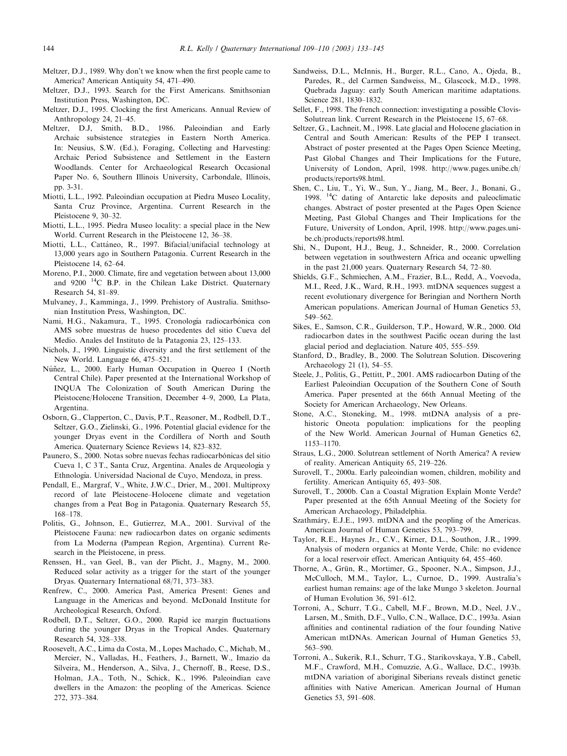Meltzer, D.J., 1989. Why don't we know when the first people came to America? American Antiquity 54, 471–490.

Meltzer, D.J., 1993. Search for the First Americans. Smithsonian Institution Press, Washington, DC.

Meltzer, D.J., 1995. Clocking the first Americans. Annual Review of Anthropology 24, 21–45.

Meltzer, D.J, Smith, B.D., 1986. Paleoindian and Early Archaic subsistence strategies in Eastern North America. In: Neusius, S.W. (Ed.), Foraging, Collecting and Harvesting: Archaic Period Subsistence and Settlement in the Eastern Woodlands. Center for Archaeological Research Occasional Paper No. 6, Southern Illinois University, Carbondale, Illinois, pp. 3-31.

Miotti, L.L., 1992. Paleoindian occupation at Piedra Museo Locality, Santa Cruz Province, Argentina. Current Research in the Pleistocene 9, 30–32.

Miotti, L.L., 1995. Piedra Museo locality: a special place in the New World. Current Research in the Pleistocene 12, 36–38.

Miotti, L.L., Cattáneo, R., 1997. Bifacial/unifacial technology at 13,000 years ago in Southern Patagonia. Current Research in the Pleistocene 14, 62–64.

Moreno, P.I., 2000. Climate, fire and vegetation between about 13,000 and 9200 $^{14}$C B.P. in the Chilean Lake District. Quaternary Research 54, 81–89.

Mulvaney, J., Kamminga, J., 1999. Prehistory of Australia. Smithsonian Institution Press, Washington, DC.

Nami, H.G., Nakamura, T., 1995. Cronología radiocarbónica con AMS sobre muestras de hueso procedentes del sitio Cueva del Medio. Anales del Instituto de la Patagonia 23, 125–133.

Nichols, J., 1990. Linguistic diversity and the first settlement of the New World. Language 66, 475–521.

Núñez, L., 2000. Early Human Occupation in Quereo I (North Central Chile). Paper presented at the International Workshop of INQUA The Colonization of South American During the Pleistocene/Holocene Transition, December 4–9, 2000, La Plata, Argentina.

Osborn, G., Clapperton, C., Davis, P.T., Reasoner, M., Rodbell, D.T., Seltzer, G.O., Zielinski, G., 1996. Potential glacial evidence for the younger Dryas event in the Cordillera of North and South America. Quaternary Science Reviews 14, 823–832.

Paunero, S., 2000. Notas sobre nuevas fechas radiocarbónicas del sitio Cueva 1, C 3 T., Santa Cruz, Argentina. Anales de Arqueología y Ethnología. Universidad Nacional de Cuyo, Mendoza, in press.

Pendall, E., Margraf, V., White, J.W.C., Drier, M., 2001. Multiproxy record of late Pleistocene–Holocene climate and vegetation changes from a Peat Bog in Patagonia. Quaternary Research 55, 168–178.

Politis, G., Johnson, E., Gutierrez, M.A., 2001. Survival of the Pleistocene Fauna: new radiocarbon dates on organic sediments from La Moderna (Pampean Region, Argentina). Current Research in the Pleistocene, in press.

Renssen, H., van Geel, B., van der Plicht, J., Magny, M., 2000. Reduced solar activity as a trigger for the start of the younger Dryas. Quaternary International 68/71, 373–383.

Renfrew, C., 2000. America Past, America Present: Genes and Language in the Americas and beyond. McDonald Institute for Archeological Research, Oxford.

Rodbell, D.T., Seltzer, G.O., 2000. Rapid ice margin fluctuations during the younger Dryas in the Tropical Andes. Quaternary Research 54, 328–338.

Roosevelt, A.C., Lima da Costa, M., Lopes Machado, C., Michab, M., Mercier, N., Valladas, H., Feathers, J., Barnett, W., Imazio da Silveira, M., Henderson, A., Silva, J., Chernoff, B., Reese, D.S., Holman, J.A., Toth, N., Schick, K., 1996. Paleoindian cave dwellers in the Amazon: the peopling of the Americas. Science 272, 373–384.

Sandweiss, D.L., McInnis, H., Burger, R.L., Cano, A., Ojeda, B., Paredes, R., del Carmen Sandweiss, M., Glascock, M.D., 1998. Quebrada Jaguay: early South American maritime adaptations. Science 281, 1830–1832.

Sellet, F., 1998. The french connection: investigating a possible Clovis-Solutrean link. Current Research in the Pleistocene 15, 67–68.

Seltzer, G., Lachneit, M., 1998. Late glacial and Holocene glaciation in Central and South American: Results of the PEP I transect. Abstract of poster presented at the Pages Open Science Meeting, Past Global Changes and Their Implications for the Future, University of London, April, 1998. http://www.pages.unibe.ch/products/reports98.html.

Shen, C., Liu, T., Yi, W., Sun, Y., Jiang, M., Beer, J., Bonani, G., 1998. $^{14}$C dating of Antarctic lake deposits and paleoclimatic changes. Abstract of poster presented at the Pages Open Science Meeting, Past Global Changes and Their Implications for the Future, University of London, April, 1998. http://www.pages.unibe.ch/products/reports98.html.

Shi, N., Dupont, H.J., Beug, J., Schneider, R., 2000. Correlation between vegetation in southwestern Africa and oceanic upwelling in the past 21,000 years. Quaternary Research 54, 72–80.

Shields, G.F., Schmiechen, A.M., Frazier, B.L., Redd, A., Voevoda, M.I., Reed, J.K., Ward, R.H., 1993. mtDNA sequences suggest a recent evolutionary divergence for Beringian and Northern North American populations. American Journal of Human Genetics 53, 549–562.

Sikes, E., Samson, C.R., Guilderson, T.P., Howard, W.R., 2000. Old radiocarbon dates in the southwest Pacific ocean during the last glacial period and deglaciation. Nature 405, 555–559.

Stanford, D., Bradley, B., 2000. The Solutrean Solution. Discovering Archaeology 21 (1), 54–55.

Steele, J., Politis, G., Pettitt, P., 2001. AMS radiocarbon Dating of the Earliest Paleoindian Occupation of the Southern Cone of South America. Paper presented at the 66th Annual Meeting of the Society for American Archaeology, New Orleans.

Stone, A.C., Stoneking, M., 1998. mtDNA analysis of a prehistoric Oneota population: implications for the peopling of the New World. American Journal of Human Genetics 62, 1153–1170.

Straus, L.G., 2000. Solutrean settlement of North America? A review of reality. American Antiquity 65, 219–226.

Surovell, T., 2000a. Early paleoindian women, children, mobility and fertility. American Antiquity 65, 493–508.

Surovell, T., 2000b. Can a Coastal Migration Explain Monte Verde? Paper presented at the 65th Annual Meeting of the Society for American Archaeology, Philadelphia.

Szathmáry, E.J.E., 1993. mtDNA and the peopling of the Americas. American Journal of Human Genetics 53, 793–799.

Taylor, R.E., Haynes Jr., C.V., Kirner, D.L., Southon, J.R., 1999. Analysis of modern organics at Monte Verde, Chile: no evidence for a local reservoir effect. American Antiquity 64, 455–460.

Thorne, A., Grün, R., Mortimer, G., Spooner, N.A., Simpson, J.J., McCulloch, M.M., Taylor, L., Curnoe, D., 1999. Australia's earliest human remains: age of the lake Mungo 3 skeleton. Journal of Human Evolution 36, 591–612.

Torroni, A., Schurr, T.G., Cabell, M.F., Brown, M.D., Neel, J.V., Larsen, M., Smith, D.F., Vullo, C.N., Wallace, D.C., 1993a. Asian affinities and continental radiation of the four founding Native American mtDNAs. American Journal of Human Genetics 53, 563–590.

Torroni, A., Sukerik, R.I., Schurr, T.G., Starikovskaya, Y.B., Cabell, M.F., Crawford, M.H., Comuzzie, A.G., Wallace, D.C., 1993b. mtDNA variation of aboriginal Siberians reveals distinct genetic affinities with Native American. American Journal of Human Genetics 53, 591–608.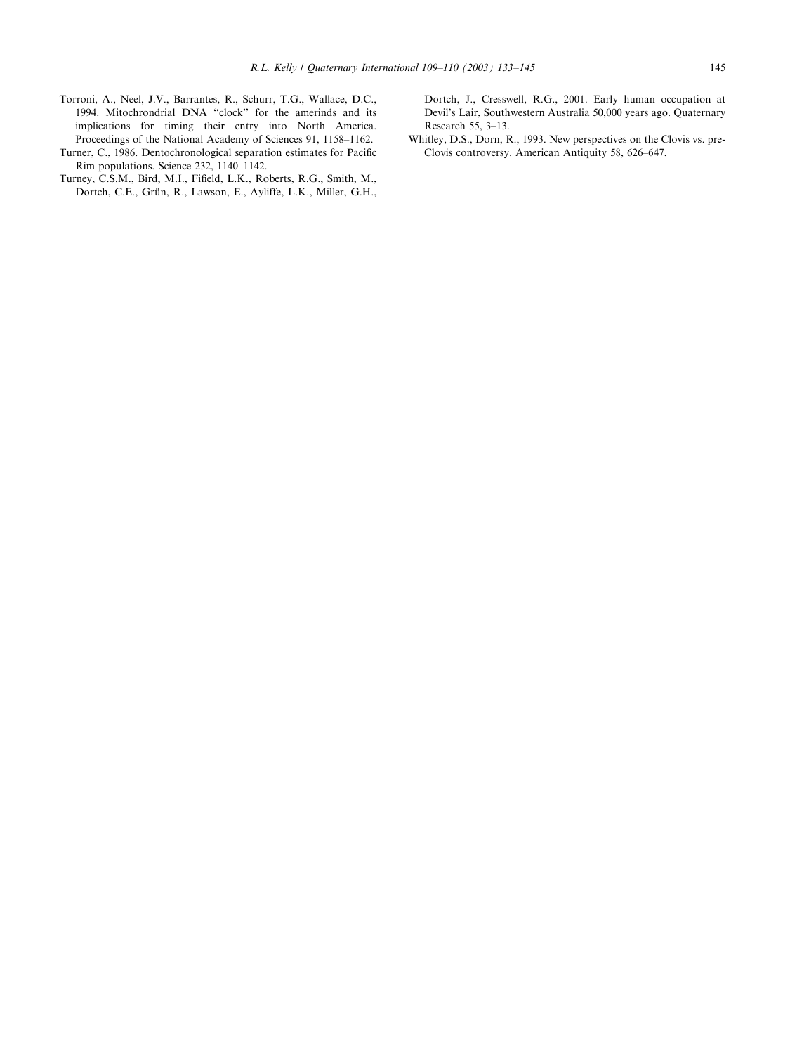Torroni, A., Neel, J.V., Barrantes, R., Schurr, T.G., Wallace, D.C., 1994. Mitochrondrial DNA "clock" for the amerinds and its implications for timing their entry into North America. Proceedings of the National Academy of Sciences 91, 1158–1162.

Turner, C., 1986. Dentochronological separation estimates for Pacific Rim populations. Science 232, 1140–1142.

Turney, C.S.M., Bird, M.I., Fifield, L.K., Roberts, R.G., Smith, M., Dortch, C.E., Grün, R., Lawson, E., Ayliffe, L.K., Miller, G.H., Dortch, J., Cresswell, R.G., 2001. Early human occupation at Devil's Lair, Southwestern Australia 50,000 years ago. Quaternary Research 55, 3–13.

Whitley, D.S., Dorn, R., 1993. New perspectives on the Clovis vs. pre-Clovis controversy. American Antiquity 58, 626–647.